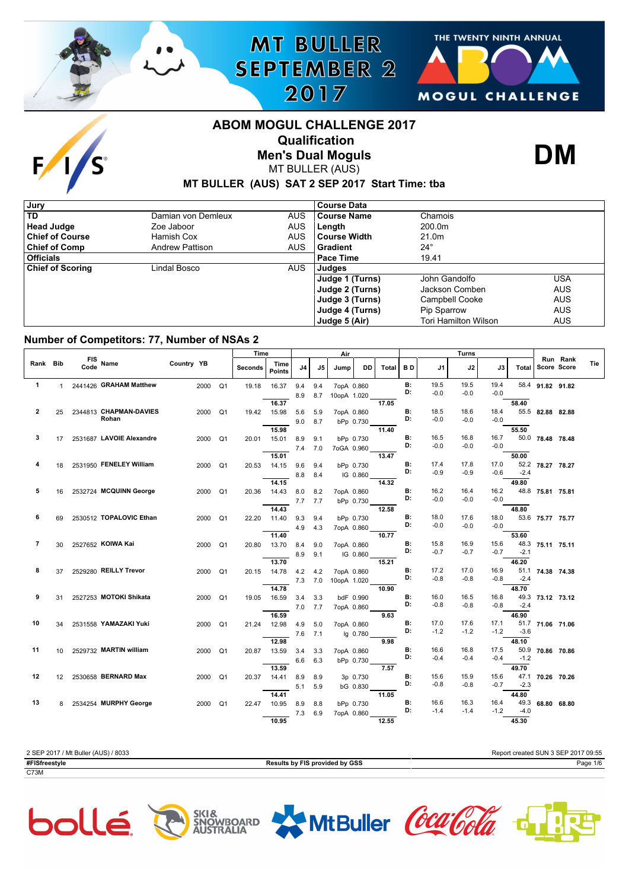# ABOM MOGUL CHALLENGE 2017

## Qualification

## Men's Dual Moguls

MT BULLER (AUS)

**DM**

**MT BULLER (AUS) SAT 2 SEP 2017 Start Time: tba**

| Jury | | | Course Data | | |
|---|---|---|---|---|---|
| TD | Damian von Demleux | AUS | Course Name | Chamois | |
| Head Judge | Zoe Jaboor | AUS | Length | 200.0m | |
| Chief of Course | Hamish Cox | AUS | Course Width | 21.0m | |
| Chief of Comp | Andrew Pattison | AUS | Gradient | 24° | |
| Officials | | | Pace Time | 19.41 | |
| Chief of Scoring | Lindal Bosco | AUS | Judges | | |
| | | | Judge 1 (Turns) | John Gandolfo | USA |
| | | | Judge 2 (Turns) | Jackson Comben | AUS |
| | | | Judge 3 (Turns) | Campbell Cooke | AUS |
| | | | Judge 4 (Turns) | Pip Sparrow | AUS |
| | | | Judge 5 (Air) | Tori Hamilton Wilson | AUS |

### Number of Competitors: 77, Number of NSAs 2

| Rank | Bib | FIS Code | Name | Country | YB | | Time Seconds | Time Points | Air J4 | Air J5 | Jump | DD | Air Total | BD | Turns J1 | Turns J2 | Turns J3 | Turns Total | Run Score | Rank Score | Tie |
|---|---|---|---|---|---|---|---|---|---|---|---|---|---|---|---|---|---|---|---|---|---|
| 1 | 1 | 2441426 | GRAHAM Matthew | | 2000 | Q1 | 19.18 | 16.37 | 9.4 | 9.4 | 7opA | 0.860 | | B: | 19.5 | 19.5 | 19.4 | 58.4 | 91.82 | 91.82 | |
| | | | | | | | | | 8.9 | 8.7 | 10opA | 1.020 | | D: | -0.0 | -0.0 | -0.0 | | | | |
| | | | | | | | | 16.37 | | | | | 17.05 | | | | | 58.40 | | | |
| 2 | 25 | 2344813 | CHAPMAN-DAVIES Rohan | | 2000 | Q1 | 19.42 | 15.98 | 5.6 | 5.9 | 7opA | 0.860 | | B: | 18.5 | 18.6 | 18.4 | 55.5 | 82.88 | 82.88 | |
| | | | | | | | | | 9.0 | 8.7 | bPp | 0.730 | | D: | -0.0 | -0.0 | -0.0 | | | | |
| | | | | | | | | 15.98 | | | | | 11.40 | | | | | 55.50 | | | |
| 3 | 17 | 2531687 | LAVOIE Alexandre | | 2000 | Q1 | 20.01 | 15.01 | 8.9 | 9.1 | bPp | 0.730 | | B: | 16.5 | 16.8 | 16.7 | 50.0 | 78.48 | 78.48 | |
| | | | | | | | | | 7.4 | 7.0 | 7oGA | 0.960 | | D: | -0.0 | -0.0 | -0.0 | | | | |
| | | | | | | | | 15.01 | | | | | 13.47 | | | | | 50.00 | | | |
| 4 | 18 | 2531950 | FENELEY William | | 2000 | Q1 | 20.53 | 14.15 | 9.6 | 9.4 | bPp | 0.730 | | B: | 17.4 | 17.8 | 17.0 | 52.2 | 78.27 | 78.27 | |
| | | | | | | | | | 8.8 | 8.4 | IG | 0.860 | | D: | -0.9 | -0.9 | -0.6 | -2.4 | | | |
| | | | | | | | | 14.15 | | | | | 14.32 | | | | | 49.80 | | | |
| 5 | 16 | 2532724 | MCQUINN George | | 2000 | Q1 | 20.36 | 14.43 | 8.0 | 8.2 | 7opA | 0.860 | | B: | 16.2 | 16.4 | 16.2 | 48.8 | 75.81 | 75.81 | |
| | | | | | | | | | 7.7 | 7.7 | bPp | 0.730 | | D: | -0.0 | -0.0 | -0.0 | | | | |
| | | | | | | | | 14.43 | | | | | 12.58 | | | | | 48.80 | | | |
| 6 | 69 | 2530512 | TOPALOVIC Ethan | | 2000 | Q1 | 22.20 | 11.40 | 9.3 | 9.4 | bPp | 0.730 | | B: | 18.0 | 17.6 | 18.0 | 53.6 | 75.77 | 75.77 | |
| | | | | | | | | | 4.9 | 4.3 | 7opA | 0.860 | | D: | -0.0 | -0.0 | -0.0 | | | | |
| | | | | | | | | 11.40 | | | | | 10.77 | | | | | 53.60 | | | |
| 7 | 30 | 2527652 | KOIWA Kai | | 2000 | Q1 | 20.80 | 13.70 | 8.4 | 9.0 | 7opA | 0.860 | | B: | 15.8 | 16.9 | 15.6 | 48.3 | 75.11 | 75.11 | |
| | | | | | | | | | 8.9 | 9.1 | IG | 0.860 | | D: | -0.7 | -0.7 | -0.7 | -2.1 | | | |
| | | | | | | | | 13.70 | | | | | 15.21 | | | | | 46.20 | | | |
| 8 | 37 | 2529280 | REILLY Trevor | | 2000 | Q1 | 20.15 | 14.78 | 4.2 | 4.2 | 7opA | 0.860 | | B: | 17.2 | 17.0 | 16.9 | 51.1 | 74.38 | 74.38 | |
| | | | | | | | | | 7.3 | 7.0 | 10opA | 1.020 | | D: | -0.8 | -0.8 | -0.8 | -2.4 | | | |
| | | | | | | | | 14.78 | | | | | 10.90 | | | | | 48.70 | | | |
| 9 | 31 | 2527253 | MOTOKI Shikata | | 2000 | Q1 | 19.05 | 16.59 | 3.4 | 3.3 | bdF | 0.990 | | B: | 16.0 | 16.5 | 16.8 | 49.3 | 73.12 | 73.12 | |
| | | | | | | | | | 7.0 | 7.7 | 7opA | 0.860 | | D: | -0.8 | -0.8 | -0.8 | -2.4 | | | |
| | | | | | | | | 16.59 | | | | | 9.63 | | | | | 46.90 | | | |
| 10 | 34 | 2531558 | YAMAZAKI Yuki | | 2000 | Q1 | 21.24 | 12.98 | 4.9 | 5.0 | 7opA | 0.860 | | B: | 17.0 | 17.6 | 17.1 | 51.7 | 71.06 | 71.06 | |
| | | | | | | | | | 7.6 | 7.1 | Ig | 0.780 | | D: | -1.2 | -1.2 | -1.2 | -3.6 | | | |
| | | | | | | | | 12.98 | | | | | 9.98 | | | | | 48.10 | | | |
| 11 | 10 | 2529732 | MARTIN william | | 2000 | Q1 | 20.87 | 13.59 | 3.4 | 3.3 | 7opA | 0.860 | | B: | 16.6 | 16.8 | 17.5 | 50.9 | 70.86 | 70.86 | |
| | | | | | | | | | 6.6 | 6.3 | bPp | 0.730 | | D: | -0.4 | -0.4 | -0.4 | -1.2 | | | |
| | | | | | | | | 13.59 | | | | | 7.57 | | | | | 49.70 | | | |
| 12 | 12 | 2530658 | BERNARD Max | | 2000 | Q1 | 20.37 | 14.41 | 8.9 | 8.9 | 3p | 0.730 | | B: | 15.6 | 15.9 | 15.6 | 47.1 | 70.26 | 70.26 | |
| | | | | | | | | | 5.1 | 5.9 | bG | 0.830 | | D: | -0.8 | -0.8 | -0.7 | -2.3 | | | |
| | | | | | | | | 14.41 | | | | | 11.05 | | | | | 44.80 | | | |
| 13 | 8 | 2534254 | MURPHY George | | 2000 | Q1 | 22.47 | 10.95 | 8.9 | 8.8 | bPp | 0.730 | | B: | 16.6 | 16.3 | 16.4 | 49.3 | 68.80 | 68.80 | |
| | | | | | | | | | 7.3 | 6.9 | 7opA | 0.860 | | D: | -1.4 | -1.4 | -1.2 | -4.0 | | | |
| | | | | | | | | 10.95 | | | | | 12.55 | | | | | 45.30 | | | |

2 SEP 2017 / Mt Buller (AUS) / 8033 — Report created SUN 3 SEP 2017 09:55

#FISfreestyle — Results by FIS provided by GSS

C73M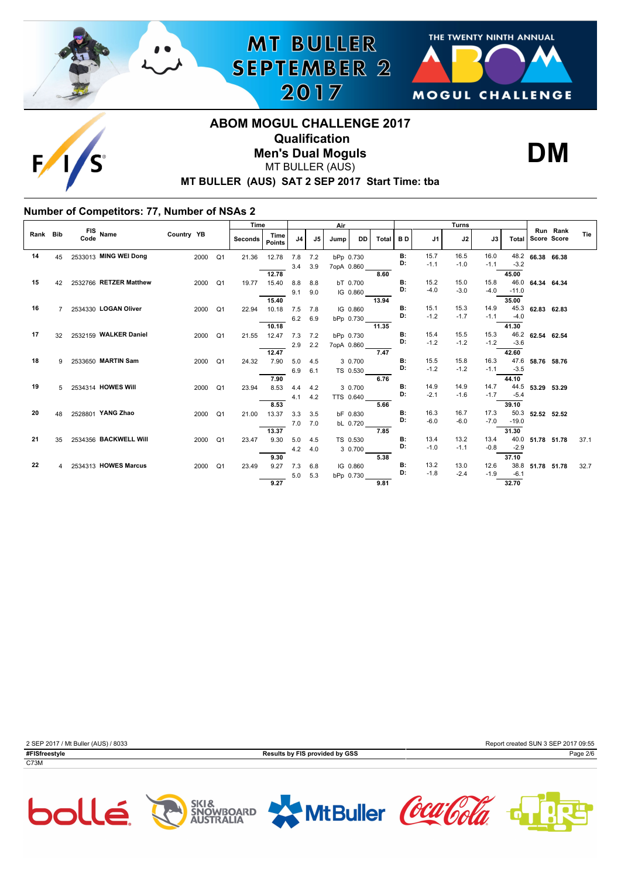# ABOM MOGUL CHALLENGE 2017

## Qualification

## Men's Dual Moguls

MT BULLER (AUS)

**MT BULLER (AUS) SAT 2 SEP 2017 Start Time: tba**

**DM**

### Number of Competitors: 77, Number of NSAs 2

| Rank | Bib | FIS Code | Name | Country | YB | | Time Seconds | Time Points | Air J4 | Air J5 | Jump | DD | Air Total | B D | Turns J1 | Turns J2 | Turns J3 | Turns Total | Run Score | Rank Score | Tie |
|---|---|---|---|---|---|---|---|---|---|---|---|---|---|---|---|---|---|---|---|---|---|
| 14 | 45 | 2533013 | **MING WEI Dong** | | 2000 | Q1 | 21.36 | 12.78 | 7.8 | 7.2 | bPp | 0.730 | | B: | 15.7 | 16.5 | 16.0 | 48.2 | **66.38** | **66.38** | |
| | | | | | | | | | 3.4 | 3.9 | 7opA | 0.860 | | D: | -1.1 | -1.0 | -1.1 | -3.2 | | | |
| | | | | | | | | **12.78** | | | | | **8.60** | | | | | **45.00** | | | |
| 15 | 42 | 2532766 | **RETZER Matthew** | | 2000 | Q1 | 19.77 | 15.40 | 8.8 | 8.8 | bT | 0.700 | | B: | 15.2 | 15.0 | 15.8 | 46.0 | **64.34** | **64.34** | |
| | | | | | | | | | 9.1 | 9.0 | IG | 0.860 | | D: | -4.0 | -3.0 | -4.0 | -11.0 | | | |
| | | | | | | | | **15.40** | | | | | **13.94** | | | | | **35.00** | | | |
| 16 | 7 | 2534330 | **LOGAN Oliver** | | 2000 | Q1 | 22.94 | 10.18 | 7.5 | 7.8 | IG | 0.860 | | B: | 15.1 | 15.3 | 14.9 | 45.3 | **62.83** | **62.83** | |
| | | | | | | | | | 6.2 | 6.9 | bPp | 0.730 | | D: | -1.2 | -1.7 | -1.1 | -4.0 | | | |
| | | | | | | | | **10.18** | | | | | **11.35** | | | | | **41.30** | | | |
| 17 | 32 | 2532159 | **WALKER Daniel** | | 2000 | Q1 | 21.55 | 12.47 | 7.3 | 7.2 | bPp | 0.730 | | B: | 15.4 | 15.5 | 15.3 | 46.2 | **62.54** | **62.54** | |
| | | | | | | | | | 2.9 | 2.2 | 7opA | 0.860 | | D: | -1.2 | -1.2 | -1.2 | -3.6 | | | |
| | | | | | | | | **12.47** | | | | | **7.47** | | | | | **42.60** | | | |
| 18 | 9 | 2533650 | **MARTIN Sam** | | 2000 | Q1 | 24.32 | 7.90 | 5.0 | 4.5 | 3 | 0.700 | | B: | 15.5 | 15.8 | 16.3 | 47.6 | **58.76** | **58.76** | |
| | | | | | | | | | 6.9 | 6.1 | TS | 0.530 | | D: | -1.2 | -1.2 | -1.1 | -3.5 | | | |
| | | | | | | | | **7.90** | | | | | **6.76** | | | | | **44.10** | | | |
| 19 | 5 | 2534314 | **HOWES Will** | | 2000 | Q1 | 23.94 | 8.53 | 4.4 | 4.2 | 3 | 0.700 | | B: | 14.9 | 14.9 | 14.7 | 44.5 | **53.29** | **53.29** | |
| | | | | | | | | | 4.1 | 4.2 | TTS | 0.640 | | D: | -2.1 | -1.6 | -1.7 | -5.4 | | | |
| | | | | | | | | **8.53** | | | | | **5.66** | | | | | **39.10** | | | |
| 20 | 48 | 2528801 | **YANG Zhao** | | 2000 | Q1 | 21.00 | 13.37 | 3.3 | 3.5 | bF | 0.830 | | B: | 16.3 | 16.7 | 17.3 | 50.3 | **52.52** | **52.52** | |
| | | | | | | | | | 7.0 | 7.0 | bL | 0.720 | | D: | -6.0 | -6.0 | -7.0 | -19.0 | | | |
| | | | | | | | | **13.37** | | | | | **7.85** | | | | | **31.30** | | | |
| 21 | 35 | 2534356 | **BACKWELL Will** | | 2000 | Q1 | 23.47 | 9.30 | 5.0 | 4.5 | TS | 0.530 | | B: | 13.4 | 13.2 | 13.4 | 40.0 | **51.78** | **51.78** | 37.1 |
| | | | | | | | | | 4.2 | 4.0 | 3 | 0.700 | | D: | -1.0 | -1.1 | -0.8 | -2.9 | | | |
| | | | | | | | | **9.30** | | | | | **5.38** | | | | | **37.10** | | | |
| 22 | 4 | 2534313 | **HOWES Marcus** | | 2000 | Q1 | 23.49 | 9.27 | 7.3 | 6.8 | IG | 0.860 | | B: | 13.2 | 13.0 | 12.6 | 38.8 | **51.78** | **51.78** | 32.7 |
| | | | | | | | | | 5.0 | 5.3 | bPp | 0.730 | | D: | -1.8 | -2.4 | -1.9 | -6.1 | | | |
| | | | | | | | | **9.27** | | | | | **9.81** | | | | | **32.70** | | | |

2 SEP 2017 / Mt Buller (AUS) / 8033

Report created SUN 3 SEP 2017 09:55

**#FISfreestyle**

**Results by FIS provided by GSS**

C73M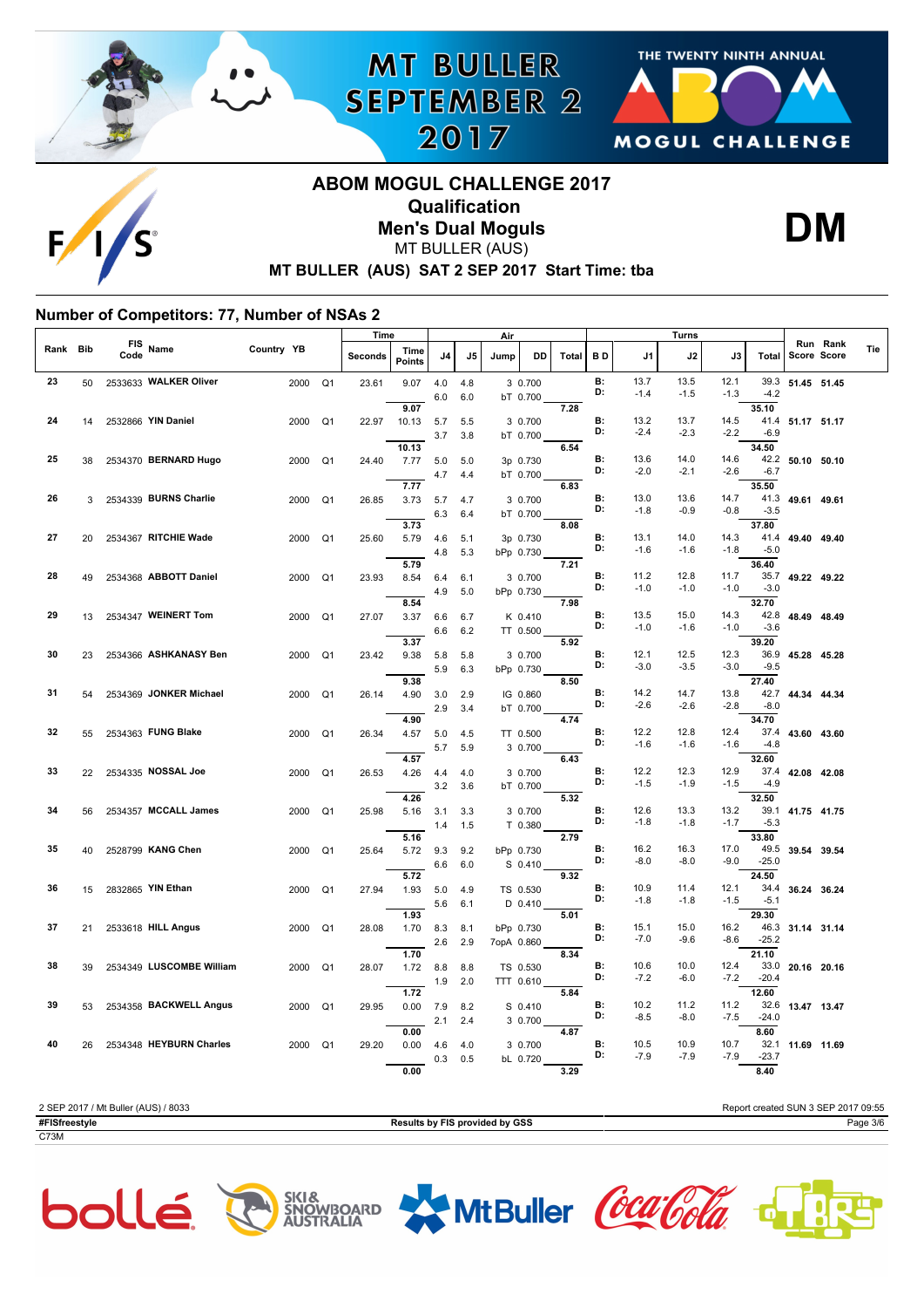# ABOM MOGUL CHALLENGE 2017

## Qualification

## Men's Dual Moguls

MT BULLER (AUS)

**MT BULLER (AUS) SAT 2 SEP 2017 Start Time: tba**

**DM**

### Number of Competitors: 77, Number of NSAs 2

| Rank | Bib | FIS Code | Name | Country | YB | | Time Seconds | Time Points | Air J4 | Air J5 | Jump | DD | Air Total | B D | Turns J1 | Turns J2 | Turns J3 | Turns Total | Run Score | Rank Score | Tie |
|---|---|---|---|---|---|---|---|---|---|---|---|---|---|---|---|---|---|---|---|---|---|
| 23 | 50 | 2533633 | **WALKER Oliver** | | 2000 | Q1 | 23.61 | 9.07 | 4.0 | 4.8 | 3 | 0.700 | | B: | 13.7 | 13.5 | 12.1 | 39.3 | **51.45** | **51.45** | |
| | | | | | | | | | 6.0 | 6.0 | bT | 0.700 | | D: | -1.4 | -1.5 | -1.3 | -4.2 | | | |
| | | | | | | | | **9.07** | | | | | **7.28** | | | | | **35.10** | | | |
| 24 | 14 | 2532866 | **YIN Daniel** | | 2000 | Q1 | 22.97 | 10.13 | 5.7 | 5.5 | 3 | 0.700 | | B: | 13.2 | 13.7 | 14.5 | 41.4 | **51.17** | **51.17** | |
| | | | | | | | | | 3.7 | 3.8 | bT | 0.700 | | D: | -2.4 | -2.3 | -2.2 | -6.9 | | | |
| | | | | | | | | **10.13** | | | | | **6.54** | | | | | **34.50** | | | |
| 25 | 38 | 2534370 | **BERNARD Hugo** | | 2000 | Q1 | 24.40 | 7.77 | 5.0 | 5.0 | 3p | 0.730 | | B: | 13.6 | 14.0 | 14.6 | 42.2 | **50.10** | **50.10** | |
| | | | | | | | | | 4.7 | 4.4 | bT | 0.700 | | D: | -2.0 | -2.1 | -2.6 | -6.7 | | | |
| | | | | | | | | **7.77** | | | | | **6.83** | | | | | **35.50** | | | |
| 26 | 3 | 2534339 | **BURNS Charlie** | | 2000 | Q1 | 26.85 | 3.73 | 5.7 | 4.7 | 3 | 0.700 | | B: | 13.0 | 13.6 | 14.7 | 41.3 | **49.61** | **49.61** | |
| | | | | | | | | | 6.3 | 6.4 | bT | 0.700 | | D: | -1.8 | -0.9 | -0.8 | -3.5 | | | |
| | | | | | | | | **3.73** | | | | | **8.08** | | | | | **37.80** | | | |
| 27 | 20 | 2534367 | **RITCHIE Wade** | | 2000 | Q1 | 25.60 | 5.79 | 4.6 | 5.1 | 3p | 0.730 | | B: | 13.1 | 14.0 | 14.3 | 41.4 | **49.40** | **49.40** | |
| | | | | | | | | | 4.8 | 5.3 | bPp | 0.730 | | D: | -1.6 | -1.6 | -1.8 | -5.0 | | | |
| | | | | | | | | **5.79** | | | | | **7.21** | | | | | **36.40** | | | |
| 28 | 49 | 2534368 | **ABBOTT Daniel** | | 2000 | Q1 | 23.93 | 8.54 | 6.4 | 6.1 | 3 | 0.700 | | B: | 11.2 | 12.8 | 11.7 | 35.7 | **49.22** | **49.22** | |
| | | | | | | | | | 4.9 | 5.0 | bPp | 0.730 | | D: | -1.0 | -1.0 | -1.0 | -3.0 | | | |
| | | | | | | | | **8.54** | | | | | **7.98** | | | | | **32.70** | | | |
| 29 | 13 | 2534347 | **WEINERT Tom** | | 2000 | Q1 | 27.07 | 3.37 | 6.6 | 6.7 | K | 0.410 | | B: | 13.5 | 15.0 | 14.3 | 42.8 | **48.49** | **48.49** | |
| | | | | | | | | | 6.6 | 6.2 | TT | 0.500 | | D: | -1.0 | -1.6 | -1.0 | -3.6 | | | |
| | | | | | | | | **3.37** | | | | | **5.92** | | | | | **39.20** | | | |
| 30 | 23 | 2534366 | **ASHKANASY Ben** | | 2000 | Q1 | 23.42 | 9.38 | 5.8 | 5.8 | 3 | 0.700 | | B: | 12.1 | 12.5 | 12.3 | 36.9 | **45.28** | **45.28** | |
| | | | | | | | | | 5.9 | 6.3 | bPp | 0.730 | | D: | -3.0 | -3.5 | -3.0 | -9.5 | | | |
| | | | | | | | | **9.38** | | | | | **8.50** | | | | | **27.40** | | | |
| 31 | 54 | 2534369 | **JONKER Michael** | | 2000 | Q1 | 26.14 | 4.90 | 3.0 | 2.9 | IG | 0.860 | | B: | 14.2 | 14.7 | 13.8 | 42.7 | **44.34** | **44.34** | |
| | | | | | | | | | 2.9 | 3.4 | bT | 0.700 | | D: | -2.6 | -2.6 | -2.8 | -8.0 | | | |
| | | | | | | | | **4.90** | | | | | **4.74** | | | | | **34.70** | | | |
| 32 | 55 | 2534363 | **FUNG Blake** | | 2000 | Q1 | 26.34 | 4.57 | 5.0 | 4.5 | TT | 0.500 | | B: | 12.2 | 12.8 | 12.4 | 37.4 | **43.60** | **43.60** | |
| | | | | | | | | | 5.7 | 5.9 | 3 | 0.700 | | D: | -1.6 | -1.6 | -1.6 | -4.8 | | | |
| | | | | | | | | **4.57** | | | | | **6.43** | | | | | **32.60** | | | |
| 33 | 22 | 2534335 | **NOSSAL Joe** | | 2000 | Q1 | 26.53 | 4.26 | 4.4 | 4.0 | 3 | 0.700 | | B: | 12.2 | 12.3 | 12.9 | 37.4 | **42.08** | **42.08** | |
| | | | | | | | | | 3.2 | 3.6 | bT | 0.700 | | D: | -1.5 | -1.9 | -1.5 | -4.9 | | | |
| | | | | | | | | **4.26** | | | | | **5.32** | | | | | **32.50** | | | |
| 34 | 56 | 2534357 | **MCCALL James** | | 2000 | Q1 | 25.98 | 5.16 | 3.1 | 3.3 | 3 | 0.700 | | B: | 12.6 | 13.3 | 13.2 | 39.1 | **41.75** | **41.75** | |
| | | | | | | | | | 1.4 | 1.5 | T | 0.380 | | D: | -1.8 | -1.8 | -1.7 | -5.3 | | | |
| | | | | | | | | **5.16** | | | | | **2.79** | | | | | **33.80** | | | |
| 35 | 40 | 2528799 | **KANG Chen** | | 2000 | Q1 | 25.64 | 5.72 | 9.3 | 9.2 | bPp | 0.730 | | B: | 16.2 | 16.3 | 17.0 | 49.5 | **39.54** | **39.54** | |
| | | | | | | | | | 6.6 | 6.0 | S | 0.410 | | D: | -8.0 | -8.0 | -9.0 | -25.0 | | | |
| | | | | | | | | **5.72** | | | | | **9.32** | | | | | **24.50** | | | |
| 36 | 15 | 2832865 | **YIN Ethan** | | 2000 | Q1 | 27.94 | 1.93 | 5.0 | 4.9 | TS | 0.530 | | B: | 10.9 | 11.4 | 12.1 | 34.4 | **36.24** | **36.24** | |
| | | | | | | | | | 5.6 | 6.1 | D | 0.410 | | D: | -1.8 | -1.8 | -1.5 | -5.1 | | | |
| | | | | | | | | **1.93** | | | | | **5.01** | | | | | **29.30** | | | |
| 37 | 21 | 2533618 | **HILL Angus** | | 2000 | Q1 | 28.08 | 1.70 | 8.3 | 8.1 | bPp | 0.730 | | B: | 15.1 | 15.0 | 16.2 | 46.3 | **31.14** | **31.14** | |
| | | | | | | | | | 2.6 | 2.9 | 7opA | 0.860 | | D: | -7.0 | -9.6 | -8.6 | -25.2 | | | |
| | | | | | | | | **1.70** | | | | | **8.34** | | | | | **21.10** | | | |
| 38 | 39 | 2534349 | **LUSCOMBE William** | | 2000 | Q1 | 28.07 | 1.72 | 8.8 | 8.8 | TS | 0.530 | | B: | 10.6 | 10.0 | 12.4 | 33.0 | **20.16** | **20.16** | |
| | | | | | | | | | 1.9 | 2.0 | TTT | 0.610 | | D: | -7.2 | -6.0 | -7.2 | -20.4 | | | |
| | | | | | | | | **1.72** | | | | | **5.84** | | | | | **12.60** | | | |
| 39 | 53 | 2534358 | **BACKWELL Angus** | | 2000 | Q1 | 29.95 | 0.00 | 7.9 | 8.2 | S | 0.410 | | B: | 10.2 | 11.2 | 11.2 | 32.6 | **13.47** | **13.47** | |
| | | | | | | | | | 2.1 | 2.4 | 3 | 0.700 | | D: | -8.5 | -8.0 | -7.5 | -24.0 | | | |
| | | | | | | | | **0.00** | | | | | **4.87** | | | | | **8.60** | | | |
| 40 | 26 | 2534348 | **HEYBURN Charles** | | 2000 | Q1 | 29.20 | 0.00 | 4.6 | 4.0 | 3 | 0.700 | | B: | 10.5 | 10.9 | 10.7 | 32.1 | **11.69** | **11.69** | |
| | | | | | | | | | 0.3 | 0.5 | bL | 0.720 | | D: | -7.9 | -7.9 | -7.9 | -23.7 | | | |
| | | | | | | | | **0.00** | | | | | **3.29** | | | | | **8.40** | | | |

2 SEP 2017 / Mt Buller (AUS) / 8033

Report created SUN 3 SEP 2017 09:55

**#FISfreestyle**

**Results by FIS provided by GSS**

C73M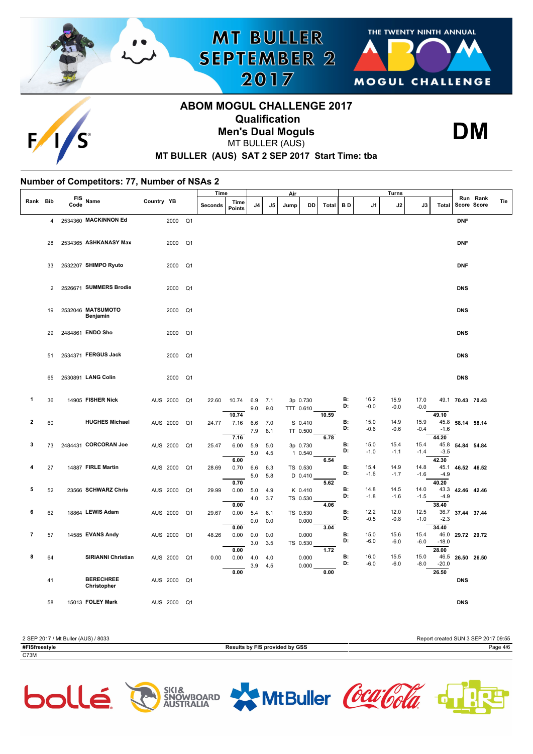## ABOM MOGUL CHALLENGE 2017

### Qualification

### Men's Dual Moguls

MT BULLER (AUS)

**MT BULLER (AUS) SAT 2 SEP 2017 Start Time: tba**

**DM**

### Number of Competitors: 77, Number of NSAs 2

| Rank | Bib | FIS Code | Name | Country | YB | | Time Seconds | Time Points | Air J4 | Air J5 | Jump | DD | Air Total | B D | Turns J1 | Turns J2 | Turns J3 | Turns Total | Run Score | Rank Score | Tie |
|---|---|---|---|---|---|---|---|---|---|---|---|---|---|---|---|---|---|---|---|---|---|
| | 4 | 2534360 | MACKINNON Ed | | 2000 | Q1 | | | | | | | | | | | | | DNF | | |
| | 28 | 2534365 | ASHKANASY Max | | 2000 | Q1 | | | | | | | | | | | | | DNF | | |
| | 33 | 2532207 | SHIMPO Ryuto | | 2000 | Q1 | | | | | | | | | | | | | DNF | | |
| | 2 | 2526671 | SUMMERS Brodie | | 2000 | Q1 | | | | | | | | | | | | | DNS | | |
| | 19 | 2532046 | MATSUMOTO Benjamin | | 2000 | Q1 | | | | | | | | | | | | | DNS | | |
| | 29 | 2484861 | ENDO Sho | | 2000 | Q1 | | | | | | | | | | | | | DNS | | |
| | 51 | 2534371 | FERGUS Jack | | 2000 | Q1 | | | | | | | | | | | | | DNS | | |
| | 65 | 2530891 | LANG Colin | | 2000 | Q1 | | | | | | | | | | | | | DNS | | |
| 1 | 36 | 14905 | FISHER Nick | AUS | 2000 | Q1 | 22.60 | 10.74 | 6.9 | 7.1 | 3p | 0.730 | | B: | 16.2 | 15.9 | 17.0 | 49.1 | 70.43 | 70.43 | |
| | | | | | | | | | 9.0 | 9.0 | TTT | 0.610 | | D: | -0.0 | -0.0 | -0.0 | | | | |
| | | | | | | | | 10.74 | | | | | 10.59 | | | | | 49.10 | | | |
| 2 | 60 | | HUGHES Michael | AUS | 2000 | Q1 | 24.77 | 7.16 | 6.6 | 7.0 | S | 0.410 | | B: | 15.0 | 14.9 | 15.9 | 45.8 | 58.14 | 58.14 | |
| | | | | | | | | | 7.9 | 8.1 | TT | 0.500 | | D: | -0.6 | -0.6 | -0.4 | -1.6 | | | |
| | | | | | | | | 7.16 | | | | | 6.78 | | | | | 44.20 | | | |
| 3 | 73 | 2484431 | CORCORAN Joe | AUS | 2000 | Q1 | 25.47 | 6.00 | 5.9 | 5.0 | 3p | 0.730 | | B: | 15.0 | 15.4 | 15.4 | 45.8 | 54.84 | 54.84 | |
| | | | | | | | | | 5.0 | 4.5 | 1 | 0.540 | | D: | -1.0 | -1.1 | -1.4 | -3.5 | | | |
| | | | | | | | | 6.00 | | | | | 6.54 | | | | | 42.30 | | | |
| 4 | 27 | 14887 | FIRLE Martin | AUS | 2000 | Q1 | 28.69 | 0.70 | 6.6 | 6.3 | TS | 0.530 | | B: | 15.4 | 14.9 | 14.8 | 45.1 | 46.52 | 46.52 | |
| | | | | | | | | | 5.0 | 5.8 | D | 0.410 | | D: | -1.6 | -1.7 | -1.6 | -4.9 | | | |
| | | | | | | | | 0.70 | | | | | 5.62 | | | | | 40.20 | | | |
| 5 | 52 | 23566 | SCHWARZ Chris | AUS | 2000 | Q1 | 29.99 | 0.00 | 5.0 | 4.9 | K | 0.410 | | B: | 14.8 | 14.5 | 14.0 | 43.3 | 42.46 | 42.46 | |
| | | | | | | | | | 4.0 | 3.7 | TS | 0.530 | | D: | -1.8 | -1.6 | -1.5 | -4.9 | | | |
| | | | | | | | | 0.00 | | | | | 4.06 | | | | | 38.40 | | | |
| 6 | 62 | 18864 | LEWIS Adam | AUS | 2000 | Q1 | 29.67 | 0.00 | 5.4 | 6.1 | TS | 0.530 | | B: | 12.2 | 12.0 | 12.5 | 36.7 | 37.44 | 37.44 | |
| | | | | | | | | | 0.0 | 0.0 | | 0.000 | | D: | -0.5 | -0.8 | -1.0 | -2.3 | | | |
| | | | | | | | | 0.00 | | | | | 3.04 | | | | | 34.40 | | | |
| 7 | 57 | 14585 | EVANS Andy | AUS | 2000 | Q1 | 48.26 | 0.00 | 0.0 | 0.0 | | 0.000 | | B: | 15.0 | 15.6 | 15.4 | 46.0 | 29.72 | 29.72 | |
| | | | | | | | | | 3.0 | 3.5 | TS | 0.530 | | D: | -6.0 | -6.0 | -6.0 | -18.0 | | | |
| | | | | | | | | 0.00 | | | | | 1.72 | | | | | 28.00 | | | |
| 8 | 64 | | SIRIANNI Christian | AUS | 2000 | Q1 | 0.00 | 0.00 | 4.0 | 4.0 | | 0.000 | | B: | 16.0 | 15.5 | 15.0 | 46.5 | 26.50 | 26.50 | |
| | | | | | | | | | 3.9 | 4.5 | | 0.000 | | D: | -6.0 | -6.0 | -8.0 | -20.0 | | | |
| | | | | | | | | 0.00 | | | | | 0.00 | | | | | 26.50 | | | |
| | 41 | | BERECHREE Christopher | AUS | 2000 | Q1 | | | | | | | | | | | | | DNS | | |
| | 58 | 15013 | FOLEY Mark | AUS | 2000 | Q1 | | | | | | | | | | | | | DNS | | |

2 SEP 2017 / Mt Buller (AUS) / 8033 — Report created SUN 3 SEP 2017 09:55

#FISfreestyle — Results by FIS provided by GSS

C73M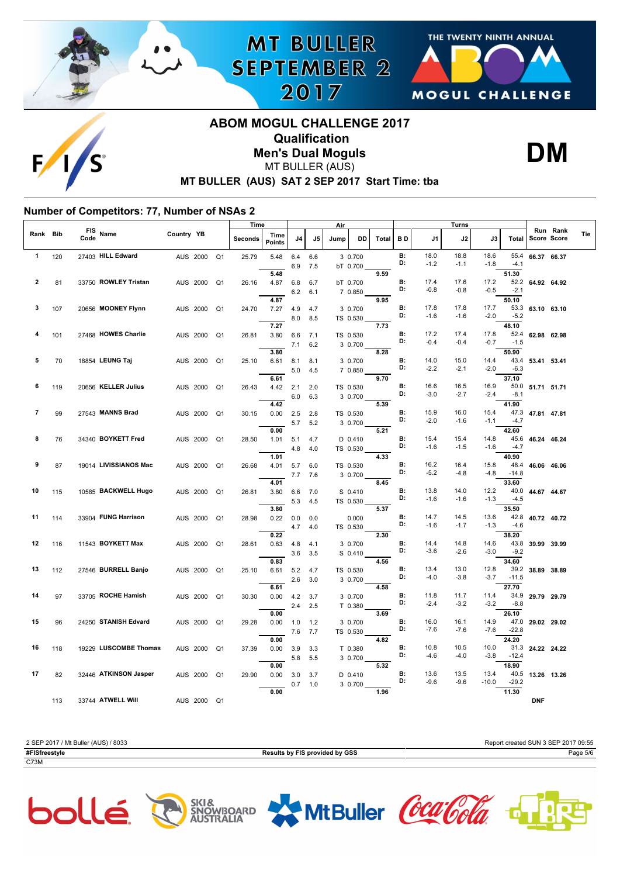# ABOM MOGUL CHALLENGE 2017

## Qualification

## Men's Dual Moguls

MT BULLER (AUS)

**MT BULLER (AUS) SAT 2 SEP 2017 Start Time: tba**

**DM**

### Number of Competitors: 77, Number of NSAs 2

| Rank | Bib | FIS Code | Name | Country | YB | | Time Seconds | Time Points | Air J4 | Air J5 | Air Jump | Air DD | Air Total | BD | Turns J1 | Turns J2 | Turns J3 | Turns Total | Run Score | Rank Score | Tie |
|---|---|---|---|---|---|---|---|---|---|---|---|---|---|---|---|---|---|---|---|---|---|
| 1 | 120 | 27403 | **HILL Edward** | AUS | 2000 | Q1 | 25.79 | 5.48 | 6.4 | 6.6 | 3 | 0.700 | | B: | 18.0 | 18.8 | 18.6 | 55.4 | 66.37 | 66.37 | |
| | | | | | | | | | 6.9 | 7.5 | bT | 0.700 | | D: | -1.2 | -1.1 | -1.8 | -4.1 | | | |
| | | | | | | | | 5.48 | | | | | 9.59 | | | | | 51.30 | | | |
| 2 | 81 | 33750 | **ROWLEY Tristan** | AUS | 2000 | Q1 | 26.16 | 4.87 | 6.8 | 6.7 | bT | 0.700 | | B: | 17.4 | 17.6 | 17.2 | 52.2 | 64.92 | 64.92 | |
| | | | | | | | | | 6.2 | 6.1 | 7 | 0.850 | | D: | -0.8 | -0.8 | -0.5 | -2.1 | | | |
| | | | | | | | | 4.87 | | | | | 9.95 | | | | | 50.10 | | | |
| 3 | 107 | 20656 | **MOONEY Flynn** | AUS | 2000 | Q1 | 24.70 | 7.27 | 4.9 | 4.7 | 3 | 0.700 | | B: | 17.8 | 17.8 | 17.7 | 53.3 | 63.10 | 63.10 | |
| | | | | | | | | | 8.0 | 8.5 | TS | 0.530 | | D: | -1.6 | -1.6 | -2.0 | -5.2 | | | |
| | | | | | | | | 7.27 | | | | | 7.73 | | | | | 48.10 | | | |
| 4 | 101 | 27468 | **HOWES Charlie** | AUS | 2000 | Q1 | 26.81 | 3.80 | 6.6 | 7.1 | TS | 0.530 | | B: | 17.2 | 17.4 | 17.8 | 52.4 | 62.98 | 62.98 | |
| | | | | | | | | | 7.1 | 6.2 | 3 | 0.700 | | D: | -0.4 | -0.4 | -0.7 | -1.5 | | | |
| | | | | | | | | 3.80 | | | | | 8.28 | | | | | 50.90 | | | |
| 5 | 70 | 18854 | **LEUNG Taj** | AUS | 2000 | Q1 | 25.10 | 6.61 | 8.1 | 8.1 | 3 | 0.700 | | B: | 14.0 | 15.0 | 14.4 | 43.4 | 53.41 | 53.41 | |
| | | | | | | | | | 5.0 | 4.5 | 7 | 0.850 | | D: | -2.2 | -2.1 | -2.0 | -6.3 | | | |
| | | | | | | | | 6.61 | | | | | 9.70 | | | | | 37.10 | | | |
| 6 | 119 | 20656 | **KELLER Julius** | AUS | 2000 | Q1 | 26.43 | 4.42 | 2.1 | 2.0 | TS | 0.530 | | B: | 16.6 | 16.5 | 16.9 | 50.0 | 51.71 | 51.71 | |
| | | | | | | | | | 6.0 | 6.3 | 3 | 0.700 | | D: | -3.0 | -2.7 | -2.4 | -8.1 | | | |
| | | | | | | | | 4.42 | | | | | 5.39 | | | | | 41.90 | | | |
| 7 | 99 | 27543 | **MANNS Brad** | AUS | 2000 | Q1 | 30.15 | 0.00 | 2.5 | 2.8 | TS | 0.530 | | B: | 15.9 | 16.0 | 15.4 | 47.3 | 47.81 | 47.81 | |
| | | | | | | | | | 5.7 | 5.2 | 3 | 0.700 | | D: | -2.0 | -1.6 | -1.1 | -4.7 | | | |
| | | | | | | | | 0.00 | | | | | 5.21 | | | | | 42.60 | | | |
| 8 | 76 | 34340 | **BOYKETT Fred** | AUS | 2000 | Q1 | 28.50 | 1.01 | 5.1 | 4.7 | D | 0.410 | | B: | 15.4 | 15.4 | 14.8 | 45.6 | 46.24 | 46.24 | |
| | | | | | | | | | 4.8 | 4.0 | TS | 0.530 | | D: | -1.6 | -1.5 | -1.6 | -4.7 | | | |
| | | | | | | | | 1.01 | | | | | 4.33 | | | | | 40.90 | | | |
| 9 | 87 | 19014 | **LIVISSIANOS Mac** | AUS | 2000 | Q1 | 26.68 | 4.01 | 5.7 | 6.0 | TS | 0.530 | | B: | 16.2 | 16.4 | 15.8 | 48.4 | 46.06 | 46.06 | |
| | | | | | | | | | 7.7 | 7.6 | 3 | 0.700 | | D: | -5.2 | -4.8 | -4.8 | -14.8 | | | |
| | | | | | | | | 4.01 | | | | | 8.45 | | | | | 33.60 | | | |
| 10 | 115 | 10585 | **BACKWELL Hugo** | AUS | 2000 | Q1 | 26.81 | 3.80 | 6.6 | 7.0 | S | 0.410 | | B: | 13.8 | 14.0 | 12.2 | 40.0 | 44.67 | 44.67 | |
| | | | | | | | | | 5.3 | 4.5 | TS | 0.530 | | D: | -1.6 | -1.6 | -1.3 | -4.5 | | | |
| | | | | | | | | 3.80 | | | | | 5.37 | | | | | 35.50 | | | |
| 11 | 114 | 33904 | **FUNG Harrison** | AUS | 2000 | Q1 | 28.98 | 0.22 | 0.0 | 0.0 | | 0.000 | | B: | 14.7 | 14.5 | 13.6 | 42.8 | 40.72 | 40.72 | |
| | | | | | | | | | 4.7 | 4.0 | TS | 0.530 | | D: | -1.6 | -1.7 | -1.3 | -4.6 | | | |
| | | | | | | | | 0.22 | | | | | 2.30 | | | | | 38.20 | | | |
| 12 | 116 | 11543 | **BOYKETT Max** | AUS | 2000 | Q1 | 28.61 | 0.83 | 4.8 | 4.1 | 3 | 0.700 | | B: | 14.4 | 14.8 | 14.6 | 43.8 | 39.99 | 39.99 | |
| | | | | | | | | | 3.6 | 3.5 | S | 0.410 | | D: | -3.6 | -2.6 | -3.0 | -9.2 | | | |
| | | | | | | | | 0.83 | | | | | 4.56 | | | | | 34.60 | | | |
| 13 | 112 | 27546 | **BURRELL Banjo** | AUS | 2000 | Q1 | 25.10 | 6.61 | 5.2 | 4.7 | TS | 0.530 | | B: | 13.4 | 13.0 | 12.8 | 39.2 | 38.89 | 38.89 | |
| | | | | | | | | | 2.6 | 3.0 | 3 | 0.700 | | D: | -4.0 | -3.8 | -3.7 | -11.5 | | | |
| | | | | | | | | 6.61 | | | | | 4.58 | | | | | 27.70 | | | |
| 14 | 97 | 33705 | **ROCHE Hamish** | AUS | 2000 | Q1 | 30.30 | 0.00 | 4.2 | 3.7 | 3 | 0.700 | | B: | 11.8 | 11.7 | 11.4 | 34.9 | 29.79 | 29.79 | |
| | | | | | | | | | 2.4 | 2.5 | T | 0.380 | | D: | -2.4 | -3.2 | -3.2 | -8.8 | | | |
| | | | | | | | | 0.00 | | | | | 3.69 | | | | | 26.10 | | | |
| 15 | 96 | 24250 | **STANISH Edvard** | AUS | 2000 | Q1 | 29.28 | 0.00 | 1.0 | 1.2 | 3 | 0.700 | | B: | 16.0 | 16.1 | 14.9 | 47.0 | 29.02 | 29.02 | |
| | | | | | | | | | 7.6 | 7.7 | TS | 0.530 | | D: | -7.6 | -7.6 | -7.6 | -22.8 | | | |
| | | | | | | | | 0.00 | | | | | 4.82 | | | | | 24.20 | | | |
| 16 | 118 | 19229 | **LUSCOMBE Thomas** | AUS | 2000 | Q1 | 37.39 | 0.00 | 3.9 | 3.3 | T | 0.380 | | B: | 10.8 | 10.5 | 10.0 | 31.3 | 24.22 | 24.22 | |
| | | | | | | | | | 5.8 | 5.5 | 3 | 0.700 | | D: | -4.6 | -4.0 | -3.8 | -12.4 | | | |
| | | | | | | | | 0.00 | | | | | 5.32 | | | | | 18.90 | | | |
| 17 | 82 | 32446 | **ATKINSON Jasper** | AUS | 2000 | Q1 | 29.90 | 0.00 | 3.0 | 3.7 | D | 0.410 | | B: | 13.6 | 13.5 | 13.4 | 40.5 | 13.26 | 13.26 | |
| | | | | | | | | | 0.7 | 1.0 | 3 | 0.700 | | D: | -9.6 | -9.6 | -10.0 | -29.2 | | | |
| | | | | | | | | 0.00 | | | | | 1.96 | | | | | 11.30 | | | |
| | 113 | 33744 | **ATWELL Will** | AUS | 2000 | Q1 | | | | | | | | | | | | | DNF | | |

2 SEP 2017 / Mt Buller (AUS) / 8033

Report created SUN 3 SEP 2017 09:55

**#FISfreestyle**

**Results by FIS provided by GSS**

C73M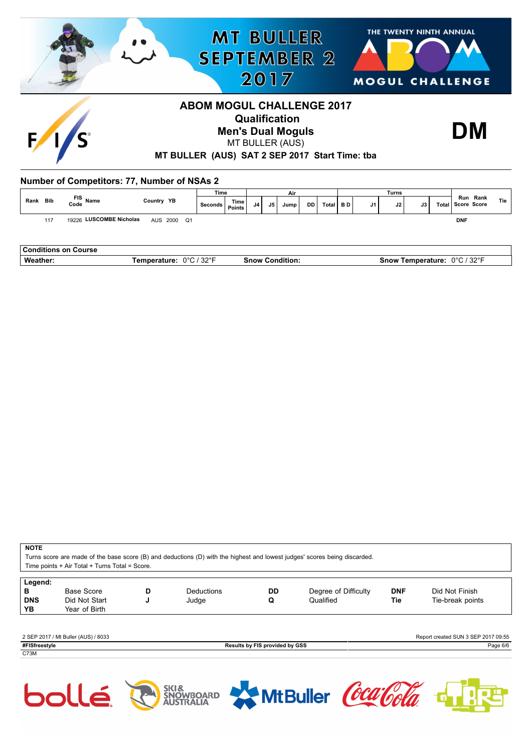MT BULLER SEPTEMBER 2 2017

THE TWENTY NINTH ANNUAL ABOM MOGUL CHALLENGE

# ABOM MOGUL CHALLENGE 2017

## Qualification

## Men's Dual Moguls

MT BULLER (AUS)

**DM**

**MT BULLER (AUS) SAT 2 SEP 2017 Start Time: tba**

### Number of Competitors: 77, Number of NSAs 2

| Rank | Bib | FIS Code | Name | Country | YB | | Time | | Air | | | | | Turns | | | | | | Run Score | Rank Score | Tie |
|---|---|---|---|---|---|---|---|---|---|---|---|---|---|---|---|---|---|---|---|---|---|---|
| | | | | | | | Seconds | Time Points | J4 | J5 | Jump | DD | Total | B | D | J1 | J2 | J3 | Total | | | |
| | 117 | 19226 | LUSCOMBE Nicholas | AUS | 2000 | Q1 | | | | | | | | | | | | | | DNF | | |

| Conditions on Course | | | |
|---|---|---|---|
| **Weather:** | **Temperature:** 0°C / 32°F | **Snow Condition:** | **Snow Temperature:** 0°C / 32°F |

**NOTE**

Turns score are made of the base score (B) and deductions (D) with the highest and lowest judges' scores being discarded.
Time points + Air Total + Turns Total = Score.

| Legend: | | | | | | | |
|---|---|---|---|---|---|---|---|
| **B** | Base Score | **D** | Deductions | **DD** | Degree of Difficulty | **DNF** | Did Not Finish |
| **DNS** | Did Not Start | **J** | Judge | **Q** | Qualified | **Tie** | Tie-break points |
| **YB** | Year of Birth | | | | | | |

2 SEP 2017 / Mt Buller (AUS) / 8033

Report created SUN 3 SEP 2017 09:55

**#FISfreestyle**

**Results by FIS provided by GSS**

C73M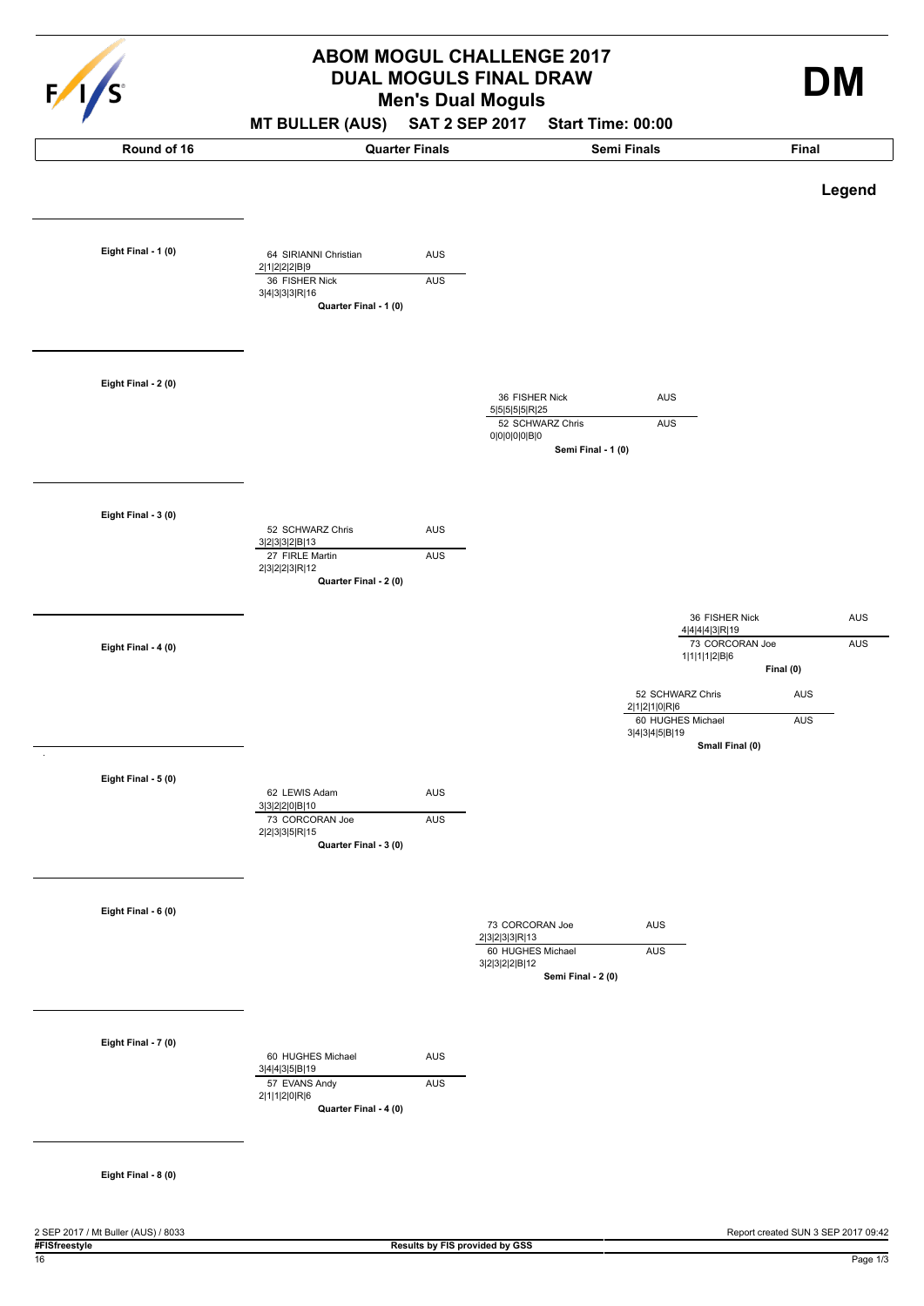# ABOM MOGUL CHALLENGE 2017

## DUAL MOGULS FINAL DRAW

### Men's Dual Moguls

**DM**

**MT BULLER (AUS) SAT 2 SEP 2017 Start Time: 00:00**

| Round of 16 | Quarter Finals | Semi Finals | Final |
|---|---|---|---|

**Legend**

## Round of 16

- **Eight Final - 1 (0)**
- **Eight Final - 2 (0)**
- **Eight Final - 3 (0)**
- **Eight Final - 4 (0)**
- **Eight Final - 5 (0)**
- **Eight Final - 6 (0)**
- **Eight Final - 7 (0)**
- **Eight Final - 8 (0)**

## Quarter Finals

**Quarter Final - 1 (0)**

| Bib | Name | Nation | Scores |
|---|---|---|---|
| 64 | SIRIANNI Christian | AUS | 2\|1\|2\|2\|2\|B\|9 |
| 36 | FISHER Nick | AUS | 3\|4\|3\|3\|3\|R\|16 |

**Quarter Final - 2 (0)**

| Bib | Name | Nation | Scores |
|---|---|---|---|
| 52 | SCHWARZ Chris | AUS | 3\|2\|3\|3\|2\|B\|13 |
| 27 | FIRLE Martin | AUS | 2\|3\|2\|2\|3\|R\|12 |

**Quarter Final - 3 (0)**

| Bib | Name | Nation | Scores |
|---|---|---|---|
| 62 | LEWIS Adam | AUS | 3\|3\|2\|2\|0\|B\|10 |
| 73 | CORCORAN Joe | AUS | 2\|2\|3\|3\|5\|R\|15 |

**Quarter Final - 4 (0)**

| Bib | Name | Nation | Scores |
|---|---|---|---|
| 60 | HUGHES Michael | AUS | 3\|4\|4\|3\|5\|B\|19 |
| 57 | EVANS Andy | AUS | 2\|1\|1\|2\|0\|R\|6 |

## Semi Finals

**Semi Final - 1 (0)**

| Bib | Name | Nation | Scores |
|---|---|---|---|
| 36 | FISHER Nick | AUS | 5\|5\|5\|5\|5\|R\|25 |
| 52 | SCHWARZ Chris | AUS | 0\|0\|0\|0\|0\|B\|0 |

**Semi Final - 2 (0)**

| Bib | Name | Nation | Scores |
|---|---|---|---|
| 73 | CORCORAN Joe | AUS | 2\|3\|2\|3\|3\|R\|13 |
| 60 | HUGHES Michael | AUS | 3\|2\|3\|2\|2\|B\|12 |

## Final

**Final (0)**

| Bib | Name | Nation | Scores |
|---|---|---|---|
| 36 | FISHER Nick | AUS | 4\|4\|4\|4\|3\|R\|19 |
| 73 | CORCORAN Joe | AUS | 1\|1\|1\|1\|2\|B\|6 |

**Small Final (0)**

| Bib | Name | Nation | Scores |
|---|---|---|---|
| 52 | SCHWARZ Chris | AUS | 2\|1\|2\|1\|0\|R\|6 |
| 60 | HUGHES Michael | AUS | 3\|4\|3\|4\|5\|B\|19 |

2 SEP 2017 / Mt Buller (AUS) / 8033

Report created SUN 3 SEP 2017 09:42

#FISfreestyle

Results by FIS provided by GSS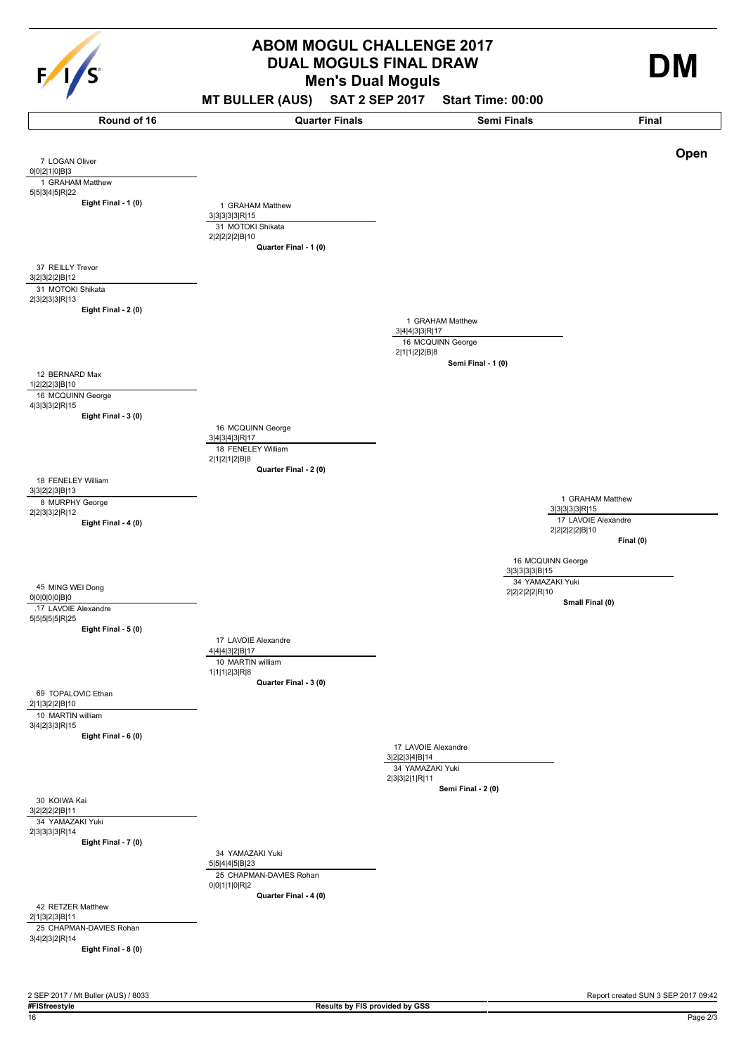# ABOM MOGUL CHALLENGE 2017

## DUAL MOGULS FINAL DRAW

### Men's Dual Moguls

**MT BULLER (AUS) SAT 2 SEP 2017 Start Time: 00:00**

**DM**

**Open**

## Round of 16

| Match | Competitor | Scores |
| --- | --- | --- |
| **Eight Final - 1 (0)** | 7 LOGAN Oliver | 0\|0\|2\|1\|0\|B\|3 |
| | 1 GRAHAM Matthew | 5\|5\|3\|4\|5\|R\|22 |
| **Eight Final - 2 (0)** | 37 REILLY Trevor | 3\|2\|3\|2\|2\|B\|12 |
| | 31 MOTOKI Shikata | 2\|3\|2\|3\|3\|R\|13 |
| **Eight Final - 3 (0)** | 12 BERNARD Max | 1\|2\|2\|2\|3\|B\|10 |
| | 16 MCQUINN George | 4\|3\|3\|3\|2\|R\|15 |
| **Eight Final - 4 (0)** | 18 FENELEY William | 3\|3\|2\|2\|3\|B\|13 |
| | 8 MURPHY George | 2\|2\|3\|3\|2\|R\|12 |
| **Eight Final - 5 (0)** | 45 MING WEI Dong | 0\|0\|0\|0\|0\|B\|0 |
| | .17 LAVOIE Alexandre | 5\|5\|5\|5\|5\|R\|25 |
| **Eight Final - 6 (0)** | 69 TOPALOVIC Ethan | 2\|1\|3\|2\|2\|B\|10 |
| | 10 MARTIN william | 3\|4\|2\|3\|3\|R\|15 |
| **Eight Final - 7 (0)** | 30 KOIWA Kai | 3\|2\|2\|2\|2\|B\|11 |
| | 34 YAMAZAKI Yuki | 2\|3\|3\|3\|3\|R\|14 |
| **Eight Final - 8 (0)** | 42 RETZER Matthew | 2\|1\|3\|2\|3\|B\|11 |
| | 25 CHAPMAN-DAVIES Rohan | 3\|4\|2\|3\|2\|R\|14 |

## Quarter Finals

| Match | Competitor | Scores |
| --- | --- | --- |
| **Quarter Final - 1 (0)** | 1 GRAHAM Matthew | 3\|3\|3\|3\|3\|R\|15 |
| | 31 MOTOKI Shikata | 2\|2\|2\|2\|2\|B\|10 |
| **Quarter Final - 2 (0)** | 16 MCQUINN George | 3\|4\|3\|4\|3\|R\|17 |
| | 18 FENELEY William | 2\|1\|2\|1\|2\|B\|8 |
| **Quarter Final - 3 (0)** | 17 LAVOIE Alexandre | 4\|4\|4\|3\|2\|B\|17 |
| | 10 MARTIN william | 1\|1\|1\|2\|3\|R\|8 |
| **Quarter Final - 4 (0)** | 34 YAMAZAKI Yuki | 5\|5\|4\|4\|5\|B\|23 |
| | 25 CHAPMAN-DAVIES Rohan | 0\|0\|1\|1\|0\|R\|2 |

## Semi Finals

| Match | Competitor | Scores |
| --- | --- | --- |
| **Semi Final - 1 (0)** | 1 GRAHAM Matthew | 3\|4\|4\|3\|3\|R\|17 |
| | 16 MCQUINN George | 2\|1\|1\|2\|2\|B\|8 |
| **Semi Final - 2 (0)** | 17 LAVOIE Alexandre | 3\|2\|2\|3\|4\|B\|14 |
| | 34 YAMAZAKI Yuki | 2\|3\|3\|2\|1\|R\|11 |

## Final

| Match | Competitor | Scores |
| --- | --- | --- |
| **Final (0)** | 1 GRAHAM Matthew | 3\|3\|3\|3\|3\|R\|15 |
| | 17 LAVOIE Alexandre | 2\|2\|2\|2\|2\|B\|10 |
| **Small Final (0)** | 16 MCQUINN George | 3\|3\|3\|3\|3\|B\|15 |
| | 34 YAMAZAKI Yuki | 2\|2\|2\|2\|2\|R\|10 |

2 SEP 2017 / Mt Buller (AUS) / 8033

Report created SUN 3 SEP 2017 09:42

#FISfreestyle

Results by FIS provided by GSS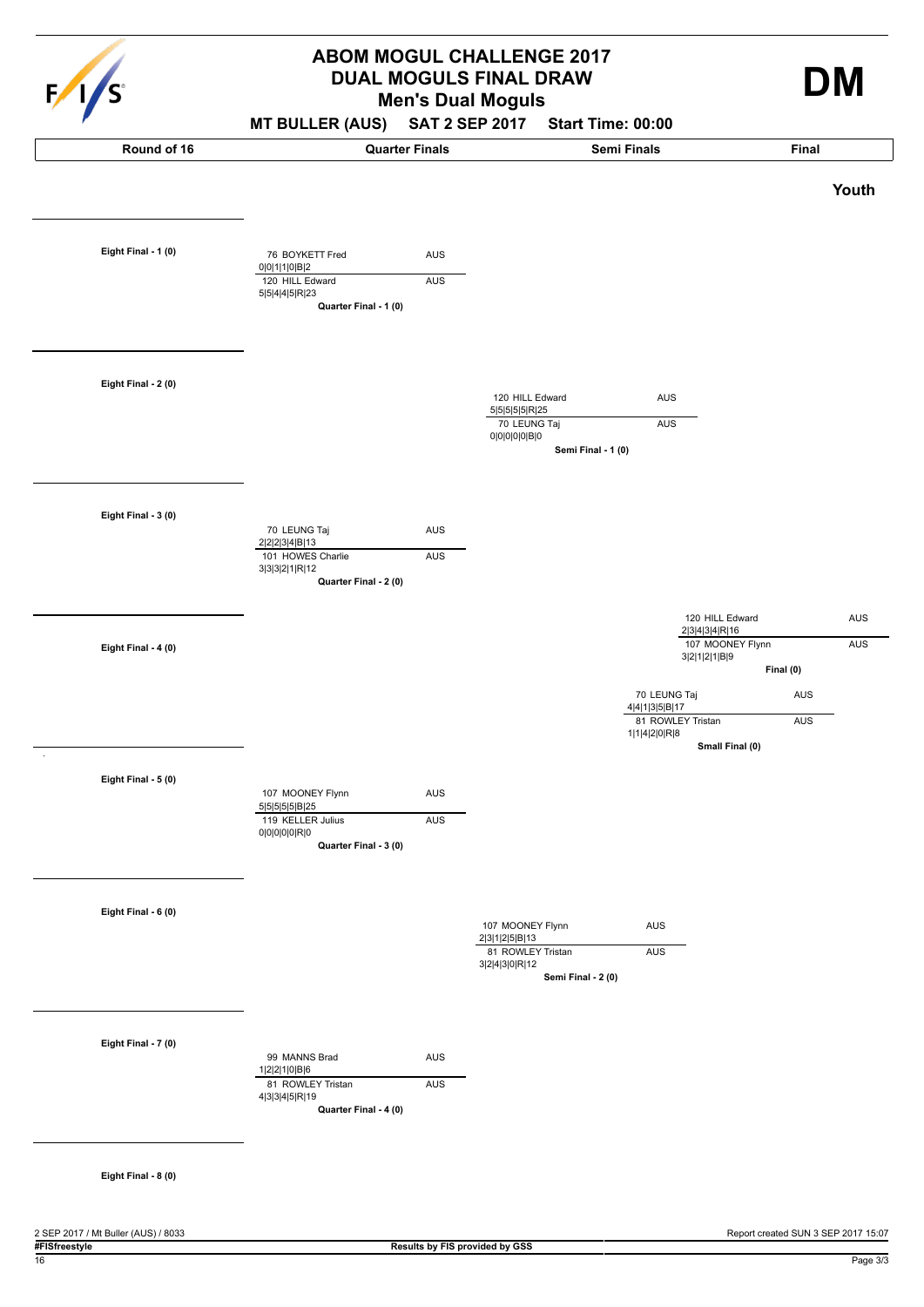# ABOM MOGUL CHALLENGE 2017
## DUAL MOGULS FINAL DRAW
### Men's Dual Moguls

**DM**

**MT BULLER (AUS) SAT 2 SEP 2017 Start Time: 00:00**

| Round of 16 | Quarter Finals | Semi Finals | Final |
|---|---|---|---|

**Youth**

**Eight Final - 1 (0)**

76 BOYKETT Fred AUS
0|0|1|1|0|B|2
120 HILL Edward AUS
5|5|4|4|5|R|23
**Quarter Final - 1 (0)**

**Eight Final - 2 (0)**

120 HILL Edward AUS
5|5|5|5|5|R|25
70 LEUNG Taj AUS
0|0|0|0|0|B|0
**Semi Final - 1 (0)**

**Eight Final - 3 (0)**

70 LEUNG Taj AUS
2|2|2|3|4|B|13
101 HOWES Charlie AUS
3|3|3|2|1|R|12
**Quarter Final - 2 (0)**

120 HILL Edward AUS
2|3|4|3|4|R|16
107 MOONEY Flynn AUS
3|2|1|2|1|B|9
**Final (0)**

**Eight Final - 4 (0)**

70 LEUNG Taj AUS
4|4|1|3|5|B|17
81 ROWLEY Tristan AUS
1|1|4|2|0|R|8
**Small Final (0)**

**Eight Final - 5 (0)**

107 MOONEY Flynn AUS
5|5|5|5|5|B|25
119 KELLER Julius AUS
0|0|0|0|0|R|0
**Quarter Final - 3 (0)**

**Eight Final - 6 (0)**

107 MOONEY Flynn AUS
2|3|1|2|5|B|13
81 ROWLEY Tristan AUS
3|2|4|3|0|R|12
**Semi Final - 2 (0)**

**Eight Final - 7 (0)**

99 MANNS Brad AUS
1|2|2|1|0|B|6
81 ROWLEY Tristan AUS
4|3|3|4|5|R|19
**Quarter Final - 4 (0)**

**Eight Final - 8 (0)**

2 SEP 2017 / Mt Buller (AUS) / 8033
#FISfreestyle
Results by FIS provided by GSS
Report created SUN 3 SEP 2017 15:07